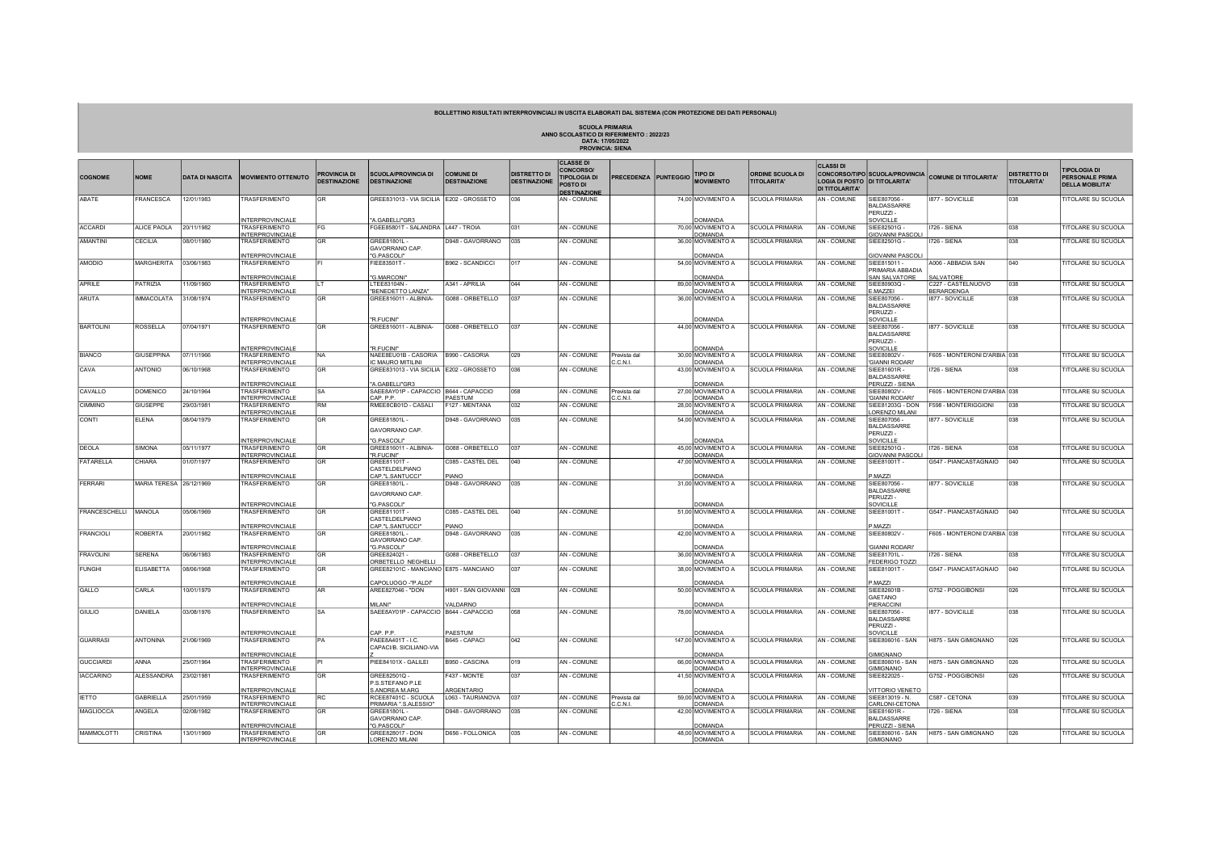**BOLLETTINO RISULTATI INTERPROVINCIALI IN USCITA ELABORATI DAL SISTEMA (CON PROTEZIONE DEI DATI PERSONALI)**

**SCUOLA PRIMARIA**
**ANNO SCOLASTICO DI RIFERIMENTO : 2022/23**
**DATA: 17/05/2022**
**PROVINCIA: SIENA**

| COGNOME | NOME | DATA DI NASCITA | MOVIMENTO OTTENUTO | PROVINCIA DI DESTINAZIONE | SCUOLA/PROVINCIA DI DESTINAZIONE | COMUNE DI DESTINAZIONE | DISTRETTO DI DESTINAZIONE | CLASSE DI CONCORSO/ TIPOLOGIA DI POSTO DI DESTINAZIONE | PRECEDENZA | PUNTEGGIO | TIPO DI MOVIMENTO | ORDINE SCUOLA DI TITOLARITA' | CLASSI DI CONCORSO/TIPO LOGIA DI POSTO DI TITOLARITA' | SCUOLA/PROVINCIA DI TITOLARITA' | COMUNE DI TITOLARITA' | DISTRETTO DI TITOLARITA' | TIPOLOGIA DI PERSONALE PRIMA DELLA MOBILITA' |
|---|---|---|---|---|---|---|---|---|---|---|---|---|---|---|---|---|---|
| ABATE | FRANCESCA | 12/01/1983 | TRASFERIMENTO INTERPROVINCIALE | GR | GREE831013 - VIA SICILIA "A.GABELLI"GR3 | E202 - GROSSETO | 036 | AN - COMUNE | | 74,00 | MOVIMENTO A DOMANDA | SCUOLA PRIMARIA | AN - COMUNE | SIEE807056 - BALDASSARRE PERUZZI - SOVICILLE | I877 - SOVICILLE | 038 | TITOLARE SU SCUOLA |
| ACCARDI | ALICE PAOLA | 20/11/1982 | TRASFERIMENTO INTERPROVINCIALE | FG | FGEE85801T - SALANDRA | L447 - TROIA | 031 | AN - COMUNE | | 70,00 | MOVIMENTO A DOMANDA | SCUOLA PRIMARIA | AN - COMUNE | SIEE82501G - GIOVANNI PASCOLI | I726 - SIENA | 038 | TITOLARE SU SCUOLA |
| AMANTINI | CECILIA | 08/01/1980 | TRASFERIMENTO INTERPROVINCIALE | GR | GREE81801L - GAVORRANO CAP. "G.PASCOLI" | D948 - GAVORRANO | 035 | AN - COMUNE | | 36,00 | MOVIMENTO A DOMANDA | SCUOLA PRIMARIA | AN - COMUNE | SIEE82501G - GIOVANNI PASCOLI | I726 - SIENA | 038 | TITOLARE SU SCUOLA |
| AMODIO | MARGHERITA | 03/06/1983 | TRASFERIMENTO INTERPROVINCIALE | FI | FIEE83501T - "G.MARCONI" | B962 - SCANDICCI | 017 | AN - COMUNE | | 54,00 | MOVIMENTO A DOMANDA | SCUOLA PRIMARIA | AN - COMUNE | SIEE815011 - PRIMARIA ABBADIA SAN SALVATORE | A006 - ABBADIA SAN SALVATORE | 040 | TITOLARE SU SCUOLA |
| APRILE | PATRIZIA | 11/09/1960 | TRASFERIMENTO INTERPROVINCIALE | LT | LTEE83104N - "BENEDETTO LANZA" | A341 - APRILIA | 044 | AN - COMUNE | | 89,00 | MOVIMENTO A DOMANDA | SCUOLA PRIMARIA | AN - COMUNE | SIEE80903Q - E.MAZZEI | C227 - CASTELNUOVO BERARDENGA | 038 | TITOLARE SU SCUOLA |
| ARUTA | IMMACOLATA | 31/08/1974 | TRASFERIMENTO INTERPROVINCIALE | GR | GREE816011 - ALBINIA- "R.FUCINI" | G088 - ORBETELLO | 037 | AN - COMUNE | | 36,00 | MOVIMENTO A DOMANDA | SCUOLA PRIMARIA | AN - COMUNE | SIEE807056 - BALDASSARRE PERUZZI - SOVICILLE | I877 - SOVICILLE | 038 | TITOLARE SU SCUOLA |
| BARTOLINI | ROSSELLA | 07/04/1971 | TRASFERIMENTO INTERPROVINCIALE | GR | GREE816011 - ALBINIA- "R.FUCINI" | G088 - ORBETELLO | 037 | AN - COMUNE | | 44,00 | MOVIMENTO A DOMANDA | SCUOLA PRIMARIA | AN - COMUNE | SIEE807056 - BALDASSARRE PERUZZI - SOVICILLE | I877 - SOVICILLE | 038 | TITOLARE SU SCUOLA |
| BIANCO | GIUSEPPINA | 07/11/1966 | TRASFERIMENTO INTERPROVINCIALE | NA | NAEE8EU01B - CASORIA IC MAURO MITILINI | B990 - CASORIA | 029 | AN - COMUNE | Prevista dal C.C.N.I. | 30,00 | MOVIMENTO A DOMANDA | SCUOLA PRIMARIA | AN - COMUNE | SIEE80802V - 'GIANNI RODARI' | F605 - MONTERONI D'ARBIA | 038 | TITOLARE SU SCUOLA |
| CAVA | ANTONIO | 06/10/1968 | TRASFERIMENTO INTERPROVINCIALE | GR | GREE831013 - VIA SICILIA "A.GABELLI"GR3 | E202 - GROSSETO | 036 | AN - COMUNE | | 43,00 | MOVIMENTO A DOMANDA | SCUOLA PRIMARIA | AN - COMUNE | SIEE81601R - BALDASSARRE PERUZZI - SIENA | I726 - SIENA | 038 | TITOLARE SU SCUOLA |
| CAVALLO | DOMENICO | 24/10/1964 | TRASFERIMENTO INTERPROVINCIALE | SA | SAEE8AY01P - CAPACCIO CAP. P.P. | B644 - CAPACCIO PAESTUM | 058 | AN - COMUNE | Prevista dal C.C.N.I. | 27,00 | MOVIMENTO A DOMANDA | SCUOLA PRIMARIA | AN - COMUNE | SIEE80802V - 'GIANNI RODARI' | F605 - MONTERONI D'ARBIA | 038 | TITOLARE SU SCUOLA |
| CIMMINO | GIUSEPPE | 29/03/1981 | TRASFERIMENTO INTERPROVINCIALE | RM | RMEE8CB01D - CASALI | F127 - MENTANA | 032 | AN - COMUNE | | 28,00 | MOVIMENTO A DOMANDA | SCUOLA PRIMARIA | AN - COMUNE | SIEE81203G - DON LORENZO MILANI | F598 - MONTERIGGIONI | 038 | TITOLARE SU SCUOLA |
| CONTI | ELENA | 08/04/1979 | TRASFERIMENTO INTERPROVINCIALE | GR | GREE81801L - GAVORRANO CAP. "G.PASCOLI" | D948 - GAVORRANO | 035 | AN - COMUNE | | 54,00 | MOVIMENTO A DOMANDA | SCUOLA PRIMARIA | AN - COMUNE | SIEE807056 - BALDASSARRE PERUZZI - SOVICILLE | I877 - SOVICILLE | 038 | TITOLARE SU SCUOLA |
| DEOLA | SIMONA | 05/11/1977 | TRASFERIMENTO INTERPROVINCIALE | GR | GREE816011 - ALBINIA- "R.FUCINI" | G088 - ORBETELLO | 037 | AN - COMUNE | | 45,00 | MOVIMENTO A DOMANDA | SCUOLA PRIMARIA | AN - COMUNE | SIEE82501G - GIOVANNI PASCOLI | I726 - SIENA | 038 | TITOLARE SU SCUOLA |
| FATARELLA | CHIARA | 01/07/1977 | TRASFERIMENTO INTERPROVINCIALE | GR | GREE81101T - CASTELDELPIANO CAP."L.SANTUCCI" | C085 - CASTEL DEL PIANO | 040 | AN - COMUNE | | 47,00 | MOVIMENTO A DOMANDA | SCUOLA PRIMARIA | AN - COMUNE | SIEE81001T - P.MAZZI | G547 - PIANCASTAGNAIO | 040 | TITOLARE SU SCUOLA |
| FERRARI | MARIA TERESA | 26/12/1969 | TRASFERIMENTO INTERPROVINCIALE | GR | GREE81801L - GAVORRANO CAP. "G.PASCOLI" | D948 - GAVORRANO | 035 | AN - COMUNE | | 31,00 | MOVIMENTO A DOMANDA | SCUOLA PRIMARIA | AN - COMUNE | SIEE807056 - BALDASSARRE PERUZZI - SOVICILLE | I877 - SOVICILLE | 038 | TITOLARE SU SCUOLA |
| FRANCESCHELLI | MANOLA | 05/06/1969 | TRASFERIMENTO INTERPROVINCIALE | GR | GREE81101T - CASTELDELPIANO CAP."L.SANTUCCI" | C085 - CASTEL DEL PIANO | 040 | AN - COMUNE | | 51,00 | MOVIMENTO A DOMANDA | SCUOLA PRIMARIA | AN - COMUNE | SIEE81001T - P.MAZZI | G547 - PIANCASTAGNAIO | 040 | TITOLARE SU SCUOLA |
| FRANCIOLI | ROBERTA | 20/01/1982 | TRASFERIMENTO INTERPROVINCIALE | GR | GREE81801L - GAVORRANO CAP. "G.PASCOLI" | D948 - GAVORRANO | 035 | AN - COMUNE | | 42,00 | MOVIMENTO A DOMANDA | SCUOLA PRIMARIA | AN - COMUNE | SIEE80802V - 'GIANNI RODARI' | F605 - MONTERONI D'ARBIA | 038 | TITOLARE SU SCUOLA |
| FRAVOLINI | SERENA | 06/06/1983 | TRASFERIMENTO INTERPROVINCIALE | GR | GREE824021 - ORBETELLO NEGHELLI | G088 - ORBETELLO | 037 | AN - COMUNE | | 36,00 | MOVIMENTO A DOMANDA | SCUOLA PRIMARIA | AN - COMUNE | SIEE81701L - FEDERIGO TOZZI | I726 - SIENA | 038 | TITOLARE SU SCUOLA |
| FUNGHI | ELISABETTA | 08/06/1968 | TRASFERIMENTO INTERPROVINCIALE | GR | GREE82101C - MANCIANO CAPOLUOGO -"P.ALDI" | E875 - MANCIANO | 037 | AN - COMUNE | | 38,00 | MOVIMENTO A DOMANDA | SCUOLA PRIMARIA | AN - COMUNE | SIEE81001T - P.MAZZI | G547 - PIANCASTAGNAIO | 040 | TITOLARE SU SCUOLA |
| GALLO | CARLA | 10/01/1979 | TRASFERIMENTO INTERPROVINCIALE | AR | AREE827046 - "DON MILANI" | H901 - SAN GIOVANNI VALDARNO | 028 | AN - COMUNE | | 50,00 | MOVIMENTO A DOMANDA | SCUOLA PRIMARIA | AN - COMUNE | SIEE82601B - GAETANO PIERACCINI | G752 - POGGIBONSI | 026 | TITOLARE SU SCUOLA |
| GIULIO | DANIELA | 03/08/1976 | TRASFERIMENTO INTERPROVINCIALE | SA | SAEE8AY01P - CAPACCIO CAP. P.P. | B644 - CAPACCIO PAESTUM | 058 | AN - COMUNE | | 78,00 | MOVIMENTO A DOMANDA | SCUOLA PRIMARIA | AN - COMUNE | SIEE807056 - BALDASSARRE PERUZZI - SOVICILLE | I877 - SOVICILLE | 038 | TITOLARE SU SCUOLA |
| GUARRASI | ANTONINA | 21/06/1969 | TRASFERIMENTO INTERPROVINCIALE | PA | PAEE8A401T - I.C. CAPACI/B. SICILIANO-VIA Z | B645 - CAPACI | 042 | AN - COMUNE | | 147,00 | MOVIMENTO A DOMANDA | SCUOLA PRIMARIA | AN - COMUNE | SIEE806016 - SAN GIMIGNANO | H875 - SAN GIMIGNANO | 026 | TITOLARE SU SCUOLA |
| GUCCIARDI | ANNA | 25/07/1964 | TRASFERIMENTO INTERPROVINCIALE | PI | PIEE84101X - GALILEI | B950 - CASCINA | 019 | AN - COMUNE | | 66,00 | MOVIMENTO A DOMANDA | SCUOLA PRIMARIA | AN - COMUNE | SIEE806016 - SAN GIMIGNANO | H875 - SAN GIMIGNANO | 026 | TITOLARE SU SCUOLA |
| IACCARINO | ALESSANDRA | 23/02/1981 | TRASFERIMENTO INTERPROVINCIALE | GR | GREE82501Q - P.S.STEFANO P.LE S.ANDREA M.ARG | F437 - MONTE ARGENTARIO | 037 | AN - COMUNE | | 41,50 | MOVIMENTO A DOMANDA | SCUOLA PRIMARIA | AN - COMUNE | SIEE822025 - VITTORIO VENETO | G752 - POGGIBONSI | 026 | TITOLARE SU SCUOLA |
| IETTO | GABRIELLA | 25/01/1959 | TRASFERIMENTO INTERPROVINCIALE | RC | RCEE87401C - SCUOLA PRIMARIA " S.ALESSIO" | L063 - TAURIANOVA | 037 | AN - COMUNE | Prevista dal C.C.N.I. | 59,00 | MOVIMENTO A DOMANDA | SCUOLA PRIMARIA | AN - COMUNE | SIEE813019 - N. CARLONI-CETONA | C587 - CETONA | 039 | TITOLARE SU SCUOLA |
| MAGLIOCCA | ANGELA | 02/08/1982 | TRASFERIMENTO INTERPROVINCIALE | GR | GREE81801L - GAVORRANO CAP. "G.PASCOLI" | D948 - GAVORRANO | 035 | AN - COMUNE | | 42,00 | MOVIMENTO A DOMANDA | SCUOLA PRIMARIA | AN - COMUNE | SIEE81601R - BALDASSARRE PERUZZI - SIENA | I726 - SIENA | 038 | TITOLARE SU SCUOLA |
| MAMMOLOTTI | CRISTINA | 13/01/1969 | TRASFERIMENTO INTERPROVINCIALE | GR | GREE828017 - DON LORENZO MILANI | D656 - FOLLONICA | 035 | AN - COMUNE | | 48,00 | MOVIMENTO A DOMANDA | SCUOLA PRIMARIA | AN - COMUNE | SIEE806016 - SAN GIMIGNANO | H875 - SAN GIMIGNANO | 026 | TITOLARE SU SCUOLA |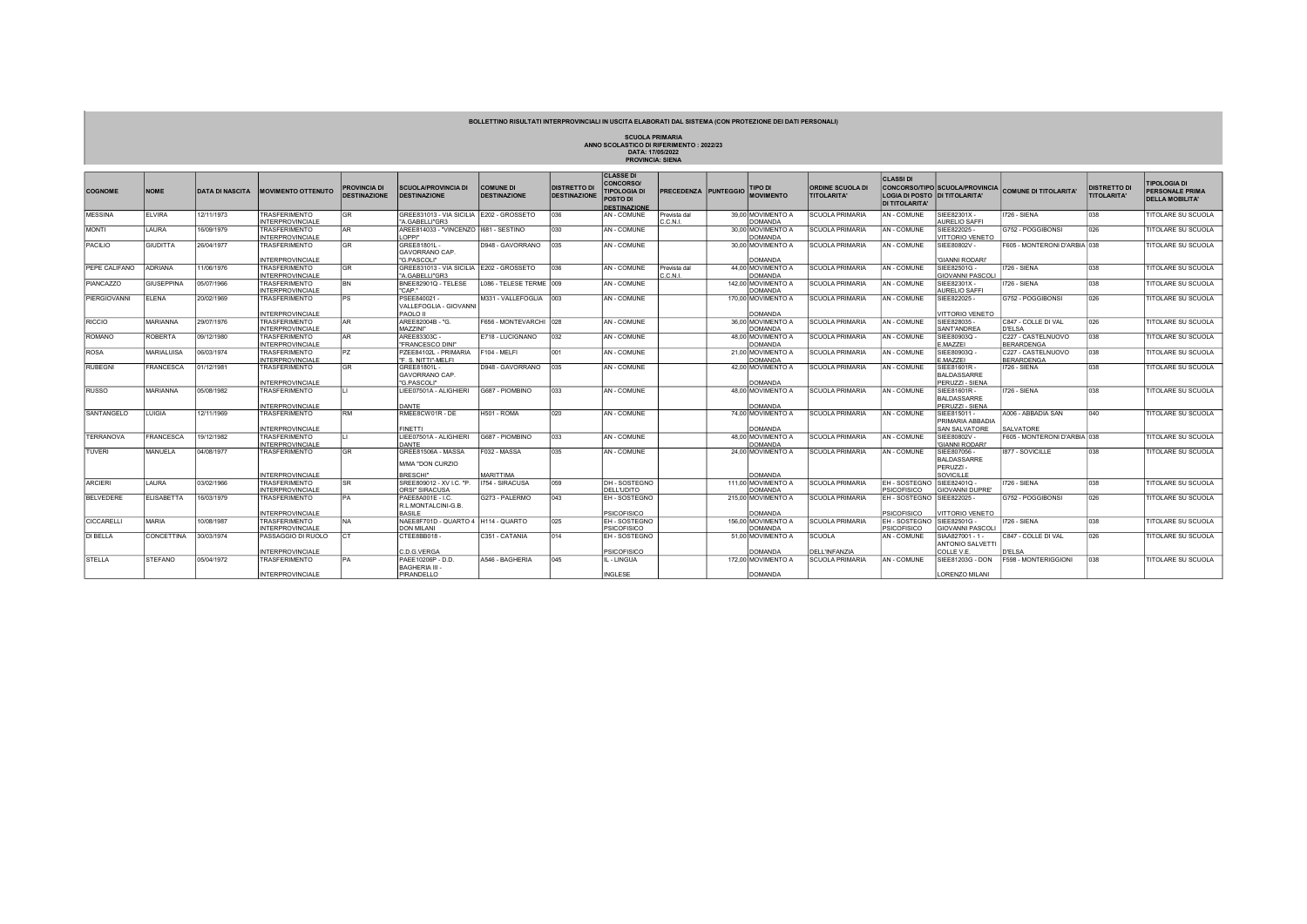**BOLLETTINO RISULTATI INTERPROVINCIALI IN USCITA ELABORATI DAL SISTEMA (CON PROTEZIONE DEI DATI PERSONALI)**

**SCUOLA PRIMARIA**
**ANNO SCOLASTICO DI RIFERIMENTO : 2022/23**
**DATA: 17/05/2022**
**PROVINCIA: SIENA**

| COGNOME | NOME | DATA DI NASCITA | MOVIMENTO OTTENUTO | PROVINCIA DI DESTINAZIONE | SCUOLA/PROVINCIA DI DESTINAZIONE | COMUNE DI DESTINAZIONE | DISTRETTO DI DESTINAZIONE | CLASSE DI CONCORSO/ TIPOLOGIA DI POSTO DI DESTINAZIONE | PRECEDENZA | PUNTEGGIO | TIPO DI MOVIMENTO | ORDINE SCUOLA DI TITOLARITA' | CLASSI DI CONCORSO/TIPO LOGIA DI POSTO DI TITOLARITA' | SCUOLA/PROVINCIA DI TITOLARITA' | COMUNE DI TITOLARITA' | DISTRETTO DI TITOLARITA' | TIPOLOGIA DI PERSONALE PRIMA DELLA MOBILITA' |
|---|---|---|---|---|---|---|---|---|---|---|---|---|---|---|---|---|---|
| MESSINA | ELVIRA | 12/11/1973 | TRASFERIMENTO INTERPROVINCIALE | GR | GREE831013 - VIA SICILIA "A.GABELLI"GR3 | E202 - GROSSETO | 036 | AN - COMUNE | Prevista dal C.C.N.I. | 39,00 | MOVIMENTO A DOMANDA | SCUOLA PRIMARIA | AN - COMUNE | SIEE82301X - AURELIO SAFFI | I726 - SIENA | 038 | TITOLARE SU SCUOLA |
| MONTI | LAURA | 16/09/1979 | TRASFERIMENTO INTERPROVINCIALE | AR | AREE814033 - "VINCENZO LOPPI" | I681 - SESTINO | 030 | AN - COMUNE | | 30,00 | MOVIMENTO A DOMANDA | SCUOLA PRIMARIA | AN - COMUNE | SIEE822025 - VITTORIO VENETO | G752 - POGGIBONSI | 026 | TITOLARE SU SCUOLA |
| PACILIO | GIUDITTA | 26/04/1977 | TRASFERIMENTO INTERPROVINCIALE | GR | GREE81801L - GAVORRANO CAP. "G.PASCOLI" | D948 - GAVORRANO | 035 | AN - COMUNE | | 30,00 | MOVIMENTO A DOMANDA | SCUOLA PRIMARIA | AN - COMUNE | SIEE80802V - 'GIANNI RODARI' | F605 - MONTERONI D'ARBIA | 038 | TITOLARE SU SCUOLA |
| PEPE CALIFANO | ADRIANA | 11/06/1976 | TRASFERIMENTO INTERPROVINCIALE | GR | GREE831013 - VIA SICILIA "A.GABELLI"GR3 | E202 - GROSSETO | 036 | AN - COMUNE | Prevista dal C.C.N.I. | 44,00 | MOVIMENTO A DOMANDA | SCUOLA PRIMARIA | AN - COMUNE | SIEE82501G - GIOVANNI PASCOLI | I726 - SIENA | 038 | TITOLARE SU SCUOLA |
| PIANCAZZO | GIUSEPPINA | 05/07/1966 | TRASFERIMENTO INTERPROVINCIALE | BN | BNEE82901Q - TELESE "CAP." | L086 - TELESE TERME | 009 | AN - COMUNE | | 142,00 | MOVIMENTO A DOMANDA | SCUOLA PRIMARIA | AN - COMUNE | SIEE82301X - AURELIO SAFFI | I726 - SIENA | 038 | TITOLARE SU SCUOLA |
| PIERGIOVANNI | ELENA | 20/02/1969 | TRASFERIMENTO INTERPROVINCIALE | PS | PSEE840021 - VALLEFOGLIA - GIOVANNI PAOLO II | M331 - VALLEFOGLIA | 003 | AN - COMUNE | | 170,00 | MOVIMENTO A DOMANDA | SCUOLA PRIMARIA | AN - COMUNE | SIEE822025 - VITTORIO VENETO | G752 - POGGIBONSI | 026 | TITOLARE SU SCUOLA |
| RICCIO | MARIANNA | 29/07/1976 | TRASFERIMENTO INTERPROVINCIALE | AR | AREE82004B - "G. MAZZINI" | F656 - MONTEVARCHI | 028 | AN - COMUNE | | 36,00 | MOVIMENTO A DOMANDA | SCUOLA PRIMARIA | AN - COMUNE | SIEE828035 - SANT'ANDREA | C847 - COLLE DI VAL D'ELSA | 026 | TITOLARE SU SCUOLA |
| ROMANO | ROBERTA | 09/12/1980 | TRASFERIMENTO INTERPROVINCIALE | AR | AREE83303C - "FRANCESCO DINI" | E718 - LUCIGNANO | 032 | AN - COMUNE | | 48,00 | MOVIMENTO A DOMANDA | SCUOLA PRIMARIA | AN - COMUNE | SIEE80903Q - E.MAZZEI | C227 - CASTELNUOVO BERARDENGA | 038 | TITOLARE SU SCUOLA |
| ROSA | MARIALUISA | 06/03/1974 | TRASFERIMENTO INTERPROVINCIALE | PZ | PZEE84102L - PRIMARIA "F. S. NITTI"-MELFI | F104 - MELFI | 001 | AN - COMUNE | | 21,00 | MOVIMENTO A DOMANDA | SCUOLA PRIMARIA | AN - COMUNE | SIEE80903Q - E.MAZZEI | C227 - CASTELNUOVO BERARDENGA | 038 | TITOLARE SU SCUOLA |
| RUBEGNI | FRANCESCA | 01/12/1981 | TRASFERIMENTO INTERPROVINCIALE | GR | GREE81801L - GAVORRANO CAP. "G.PASCOLI" | D948 - GAVORRANO | 035 | AN - COMUNE | | 42,00 | MOVIMENTO A DOMANDA | SCUOLA PRIMARIA | AN - COMUNE | SIEE81601R - BALDASSARRE PERUZZI - SIENA | I726 - SIENA | 038 | TITOLARE SU SCUOLA |
| RUSSO | MARIANNA | 05/08/1982 | TRASFERIMENTO INTERPROVINCIALE | LI | LIEE07501A - ALIGHIERI DANTE | G687 - PIOMBINO | 033 | AN - COMUNE | | 48,00 | MOVIMENTO A DOMANDA | SCUOLA PRIMARIA | AN - COMUNE | SIEE81601R - BALDASSARRE PERUZZI - SIENA | I726 - SIENA | 038 | TITOLARE SU SCUOLA |
| SANTANGELO | LUIGIA | 12/11/1969 | TRASFERIMENTO INTERPROVINCIALE | RM | RMEE8CW01R - DE FINETTI | H501 - ROMA | 020 | AN - COMUNE | | 74,00 | MOVIMENTO A DOMANDA | SCUOLA PRIMARIA | AN - COMUNE | SIEE815011 - PRIMARIA ABBADIA SAN SALVATORE | A006 - ABBADIA SAN SALVATORE | 040 | TITOLARE SU SCUOLA |
| TERRANOVA | FRANCESCA | 19/12/1982 | TRASFERIMENTO INTERPROVINCIALE | LI | LIEE07501A - ALIGHIERI DANTE | G687 - PIOMBINO | 033 | AN - COMUNE | | 48,00 | MOVIMENTO A DOMANDA | SCUOLA PRIMARIA | AN - COMUNE | SIEE80802V - 'GIANNI RODARI' | F605 - MONTERONI D'ARBIA | 038 | TITOLARE SU SCUOLA |
| TUVERI | MANUELA | 04/08/1977 | TRASFERIMENTO INTERPROVINCIALE | GR | GREE81506A - MASSA M/MA "DON CURZIO BRESCHI" | F032 - MASSA MARITTIMA | 035 | AN - COMUNE | | 24,00 | MOVIMENTO A DOMANDA | SCUOLA PRIMARIA | AN - COMUNE | SIEE807056 - BALDASSARRE PERUZZI - SOVICILLE | I877 - SOVICILLE | 038 | TITOLARE SU SCUOLA |
| ARCIERI | LAURA | 03/02/1966 | TRASFERIMENTO INTERPROVINCIALE | SR | SREE809012 - XV I.C. "P. ORSI" SIRACUSA | I754 - SIRACUSA | 059 | DH - SOSTEGNO DELL'UDITO | | 111,00 | MOVIMENTO A DOMANDA | SCUOLA PRIMARIA | EH - SOSTEGNO PSICOFISICO | SIEE82401Q - GIOVANNI DUPRE' | I726 - SIENA | 038 | TITOLARE SU SCUOLA |
| BELVEDERE | ELISABETTA | 16/03/1979 | TRASFERIMENTO INTERPROVINCIALE | PA | PAEE8A001E - I.C. R.L.MONTALCINI-G.B. BASILE | G273 - PALERMO | 043 | EH - SOSTEGNO PSICOFISICO | | 215,00 | MOVIMENTO A DOMANDA | SCUOLA PRIMARIA | EH - SOSTEGNO PSICOFISICO | SIEE822025 - VITTORIO VENETO | G752 - POGGIBONSI | 026 | TITOLARE SU SCUOLA |
| CICCARELLI | MARIA | 10/08/1987 | TRASFERIMENTO INTERPROVINCIALE | NA | NAEE8F701D - QUARTO 4 DON MILANI | H114 - QUARTO | 025 | EH - SOSTEGNO PSICOFISICO | | 156,00 | MOVIMENTO A DOMANDA | SCUOLA PRIMARIA | EH - SOSTEGNO PSICOFISICO | SIEE82501G - GIOVANNI PASCOLI | I726 - SIENA | 038 | TITOLARE SU SCUOLA |
| DI BELLA | CONCETTINA | 30/03/1974 | PASSAGGIO DI RUOLO INTERPROVINCIALE | CT | CTEE8BB018 - C.D.G.VERGA | C351 - CATANIA | 014 | EH - SOSTEGNO PSICOFISICO | | 51,00 | MOVIMENTO A DOMANDA | SCUOLA DELL'INFANZIA | AN - COMUNE | SIAA827001 - 1 - ANTONIO SALVETTI COLLE V.E. | C847 - COLLE DI VAL D'ELSA | 026 | TITOLARE SU SCUOLA |
| STELLA | STEFANO | 05/04/1972 | TRASFERIMENTO INTERPROVINCIALE | PA | PAEE10206P - D.D. BAGHERIA III - PIRANDELLO | A546 - BAGHERIA | 045 | IL - LINGUA INGLESE | | 172,00 | MOVIMENTO A DOMANDA | SCUOLA PRIMARIA | AN - COMUNE | SIEE81203G - DON LORENZO MILANI | F598 - MONTERIGGIONI | 038 | TITOLARE SU SCUOLA |